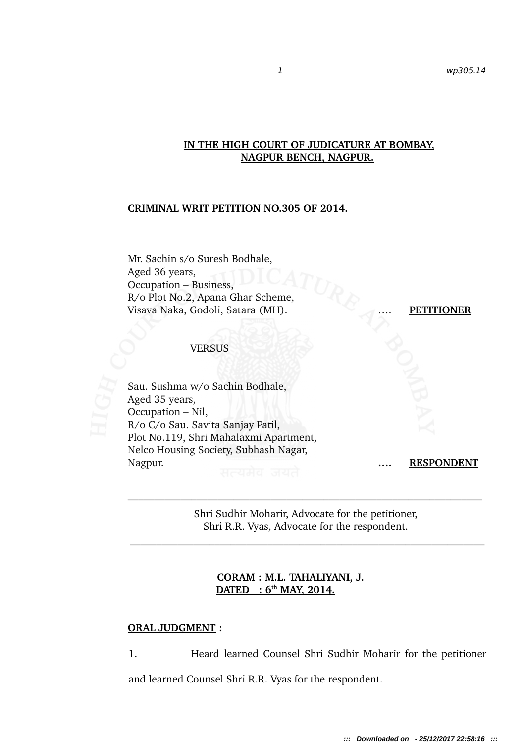**IN THE HIGH COURT OF JUDICATURE AT BOMBAY, NAGPUR BENCH, NAGPUR.**

**CRIMINAL WRIT PETITION NO.305 OF 2014.**

Mr. Sachin s/o Suresh Bodhale,
Aged 36 years,
Occupation – Business,
R/o Plot No.2, Apana Ghar Scheme,
Visava Naka, Godoli, Satara (MH). .... **PETITIONER**

VERSUS

Sau. Sushma w/o Sachin Bodhale,
Aged 35 years,
Occupation – Nil,
R/o C/o Sau. Savita Sanjay Patil,
Plot No.119, Shri Mahalaxmi Apartment,
Nelco Housing Society, Subhash Nagar,
Nagpur. .... **RESPONDENT**

---

Shri Sudhir Moharir, Advocate for the petitioner,
Shri R.R. Vyas, Advocate for the respondent.

---

**CORAM : M.L. TAHALIYANI, J.**
**DATED : 6th MAY, 2014.**

**ORAL JUDGMENT :**

1. Heard learned Counsel Shri Sudhir Moharir for the petitioner and learned Counsel Shri R.R. Vyas for the respondent.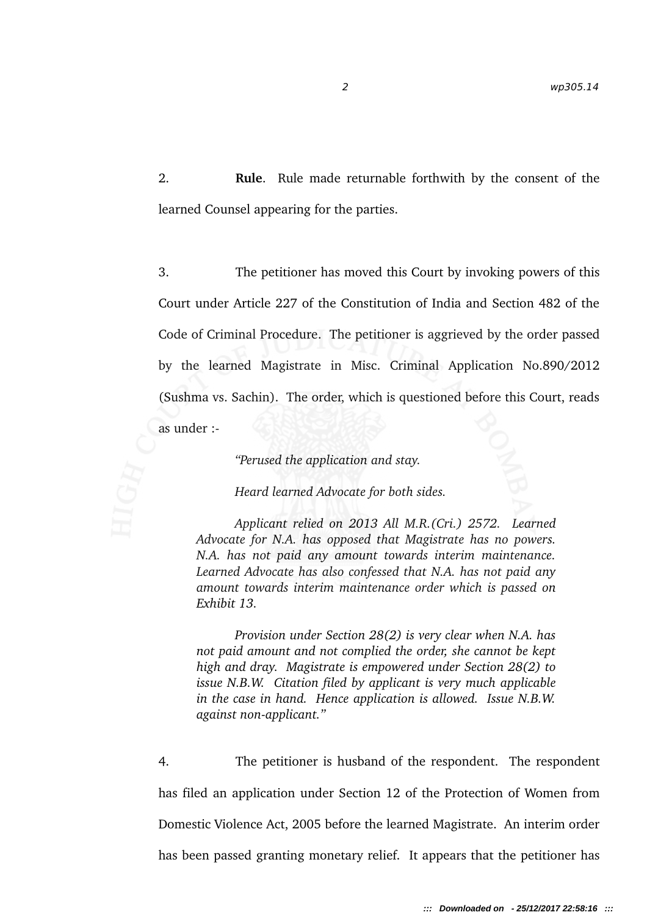2. **Rule**. Rule made returnable forthwith by the consent of the learned Counsel appearing for the parties.

3. The petitioner has moved this Court by invoking powers of this Court under Article 227 of the Constitution of India and Section 482 of the Code of Criminal Procedure. The petitioner is aggrieved by the order passed by the learned Magistrate in Misc. Criminal Application No.890/2012 (Sushma vs. Sachin). The order, which is questioned before this Court, reads as under :-

> *"Perused the application and stay.*
>
> *Heard learned Advocate for both sides.*
>
> *Applicant relied on 2013 All M.R.(Cri.) 2572. Learned Advocate for N.A. has opposed that Magistrate has no powers. N.A. has not paid any amount towards interim maintenance. Learned Advocate has also confessed that N.A. has not paid any amount towards interim maintenance order which is passed on Exhibit 13.*
>
> *Provision under Section 28(2) is very clear when N.A. has not paid amount and not complied the order, she cannot be kept high and dray. Magistrate is empowered under Section 28(2) to issue N.B.W. Citation filed by applicant is very much applicable in the case in hand. Hence application is allowed. Issue N.B.W. against non-applicant."*

4. The petitioner is husband of the respondent. The respondent has filed an application under Section 12 of the Protection of Women from Domestic Violence Act, 2005 before the learned Magistrate. An interim order has been passed granting monetary relief. It appears that the petitioner has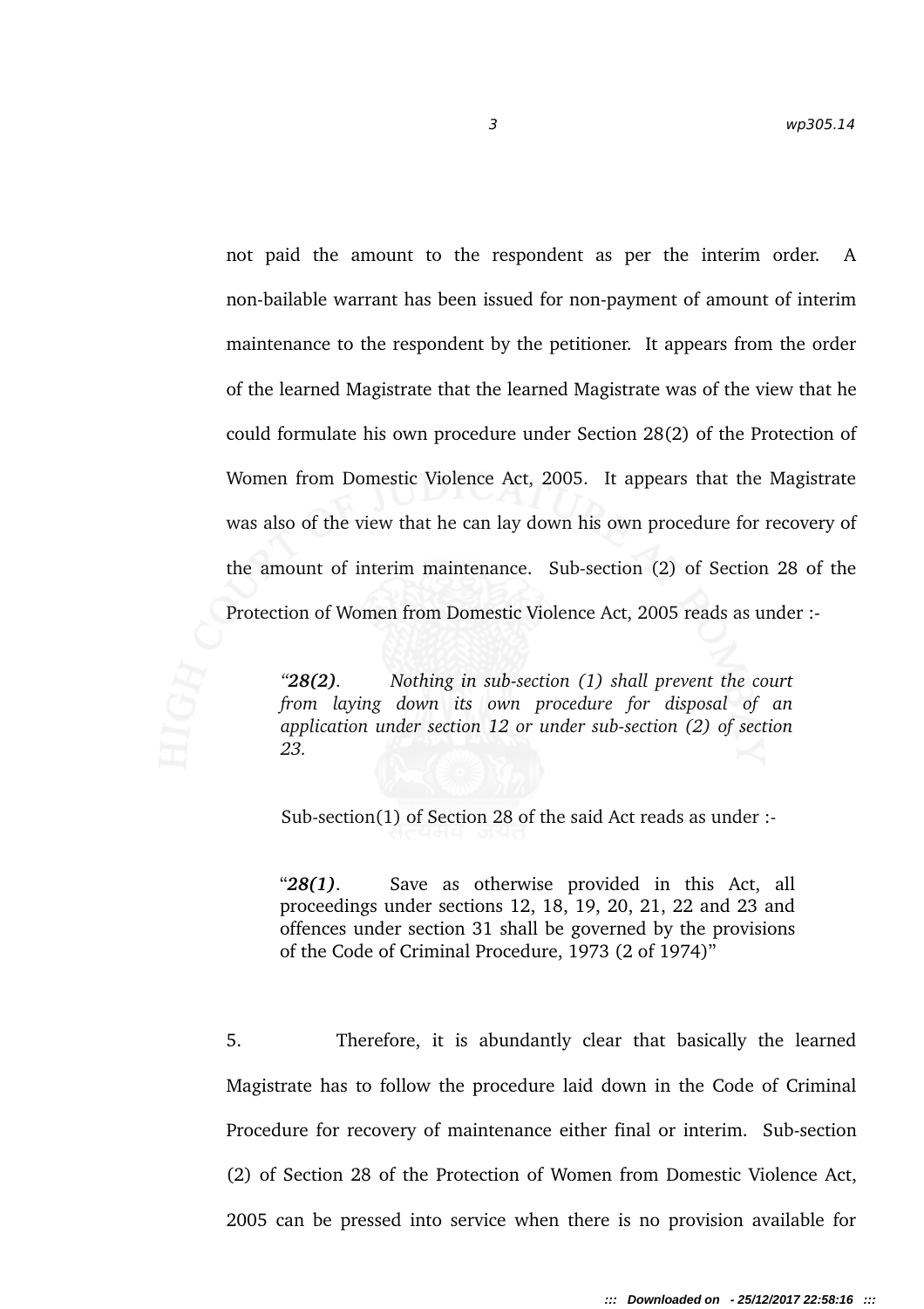not paid the amount to the respondent as per the interim order. A non-bailable warrant has been issued for non-payment of amount of interim maintenance to the respondent by the petitioner. It appears from the order of the learned Magistrate that the learned Magistrate was of the view that he could formulate his own procedure under Section 28(2) of the Protection of Women from Domestic Violence Act, 2005. It appears that the Magistrate was also of the view that he can lay down his own procedure for recovery of the amount of interim maintenance. Sub-section (2) of Section 28 of the Protection of Women from Domestic Violence Act, 2005 reads as under :-

> *"**28(2)**. Nothing in sub-section (1) shall prevent the court from laying down its own procedure for disposal of an application under section 12 or under sub-section (2) of section 23.*

Sub-section(1) of Section 28 of the said Act reads as under :-

> "***28(1)***. Save as otherwise provided in this Act, all proceedings under sections 12, 18, 19, 20, 21, 22 and 23 and offences under section 31 shall be governed by the provisions of the Code of Criminal Procedure, 1973 (2 of 1974)"

5. Therefore, it is abundantly clear that basically the learned Magistrate has to follow the procedure laid down in the Code of Criminal Procedure for recovery of maintenance either final or interim. Sub-section (2) of Section 28 of the Protection of Women from Domestic Violence Act, 2005 can be pressed into service when there is no provision available for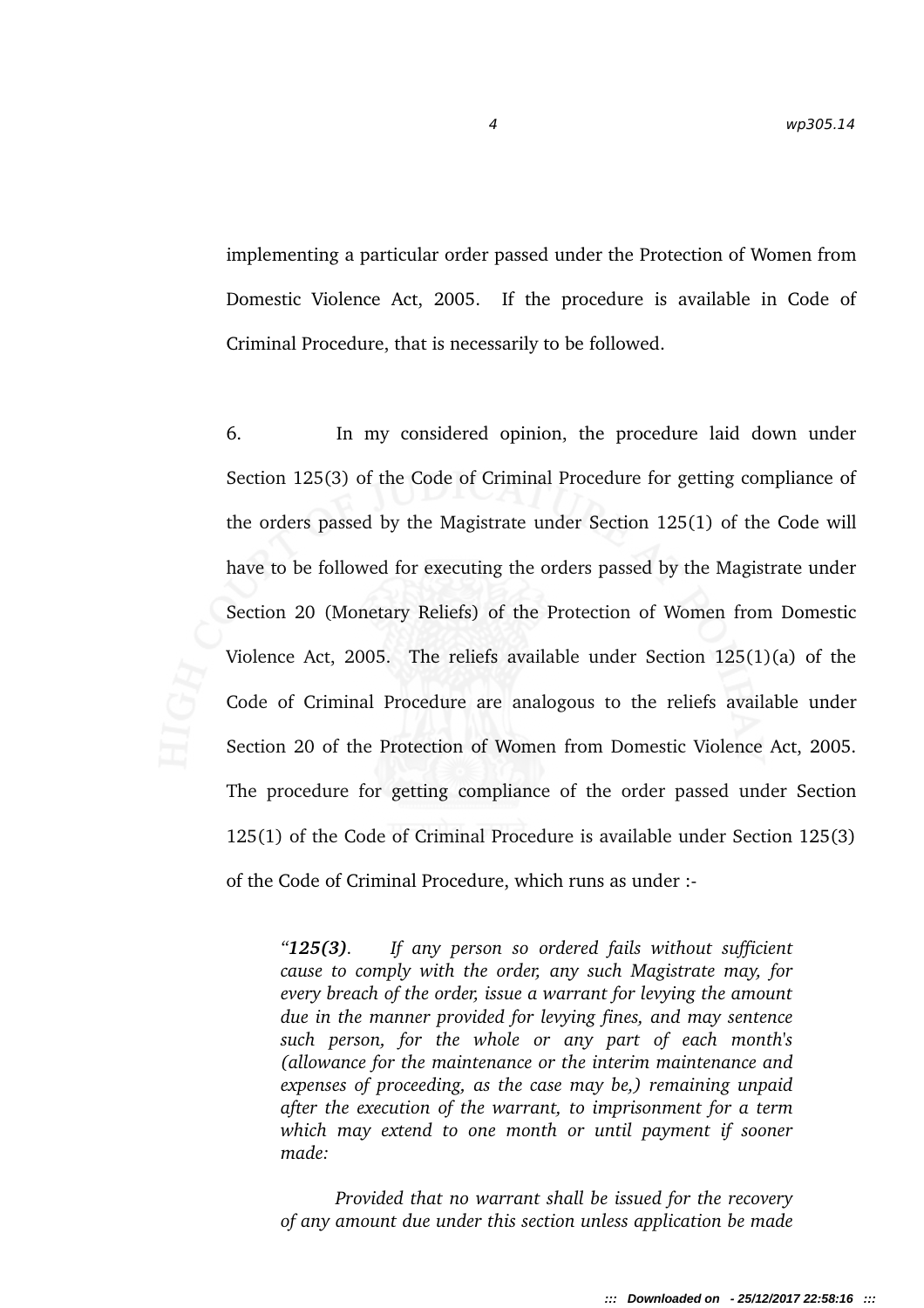implementing a particular order passed under the Protection of Women from Domestic Violence Act, 2005. If the procedure is available in Code of Criminal Procedure, that is necessarily to be followed.

6. In my considered opinion, the procedure laid down under Section 125(3) of the Code of Criminal Procedure for getting compliance of the orders passed by the Magistrate under Section 125(1) of the Code will have to be followed for executing the orders passed by the Magistrate under Section 20 (Monetary Reliefs) of the Protection of Women from Domestic Violence Act, 2005. The reliefs available under Section 125(1)(a) of the Code of Criminal Procedure are analogous to the reliefs available under Section 20 of the Protection of Women from Domestic Violence Act, 2005. The procedure for getting compliance of the order passed under Section 125(1) of the Code of Criminal Procedure is available under Section 125(3) of the Code of Criminal Procedure, which runs as under :-

> *"**125(3)**. If any person so ordered fails without sufficient cause to comply with the order, any such Magistrate may, for every breach of the order, issue a warrant for levying the amount due in the manner provided for levying fines, and may sentence such person, for the whole or any part of each month's (allowance for the maintenance or the interim maintenance and expenses of proceeding, as the case may be,) remaining unpaid after the execution of the warrant, to imprisonment for a term which may extend to one month or until payment if sooner made:*
>
> *Provided that no warrant shall be issued for the recovery of any amount due under this section unless application be made*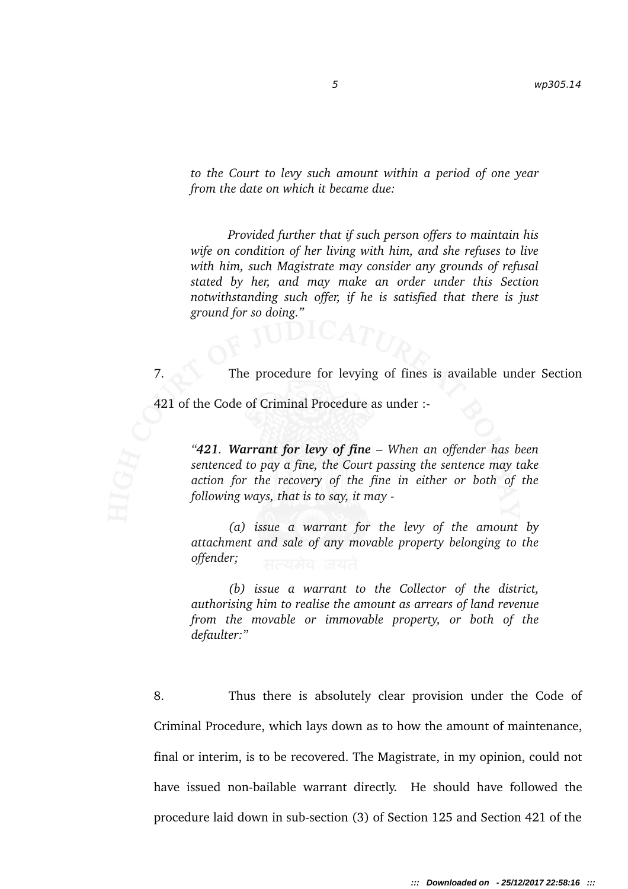*to the Court to levy such amount within a period of one year from the date on which it became due:*

*Provided further that if such person offers to maintain his wife on condition of her living with him, and she refuses to live with him, such Magistrate may consider any grounds of refusal stated by her, and may make an order under this Section notwithstanding such offer, if he is satisfied that there is just ground for so doing."*

7. The procedure for levying of fines is available under Section 421 of the Code of Criminal Procedure as under :-

*"**421**. **Warrant for levy of fine** – When an offender has been sentenced to pay a fine, the Court passing the sentence may take action for the recovery of the fine in either or both of the following ways, that is to say, it may -*

*(a) issue a warrant for the levy of the amount by attachment and sale of any movable property belonging to the offender;*

*(b) issue a warrant to the Collector of the district, authorising him to realise the amount as arrears of land revenue from the movable or immovable property, or both of the defaulter:"*

8. Thus there is absolutely clear provision under the Code of Criminal Procedure, which lays down as to how the amount of maintenance, final or interim, is to be recovered. The Magistrate, in my opinion, could not have issued non-bailable warrant directly. He should have followed the procedure laid down in sub-section (3) of Section 125 and Section 421 of the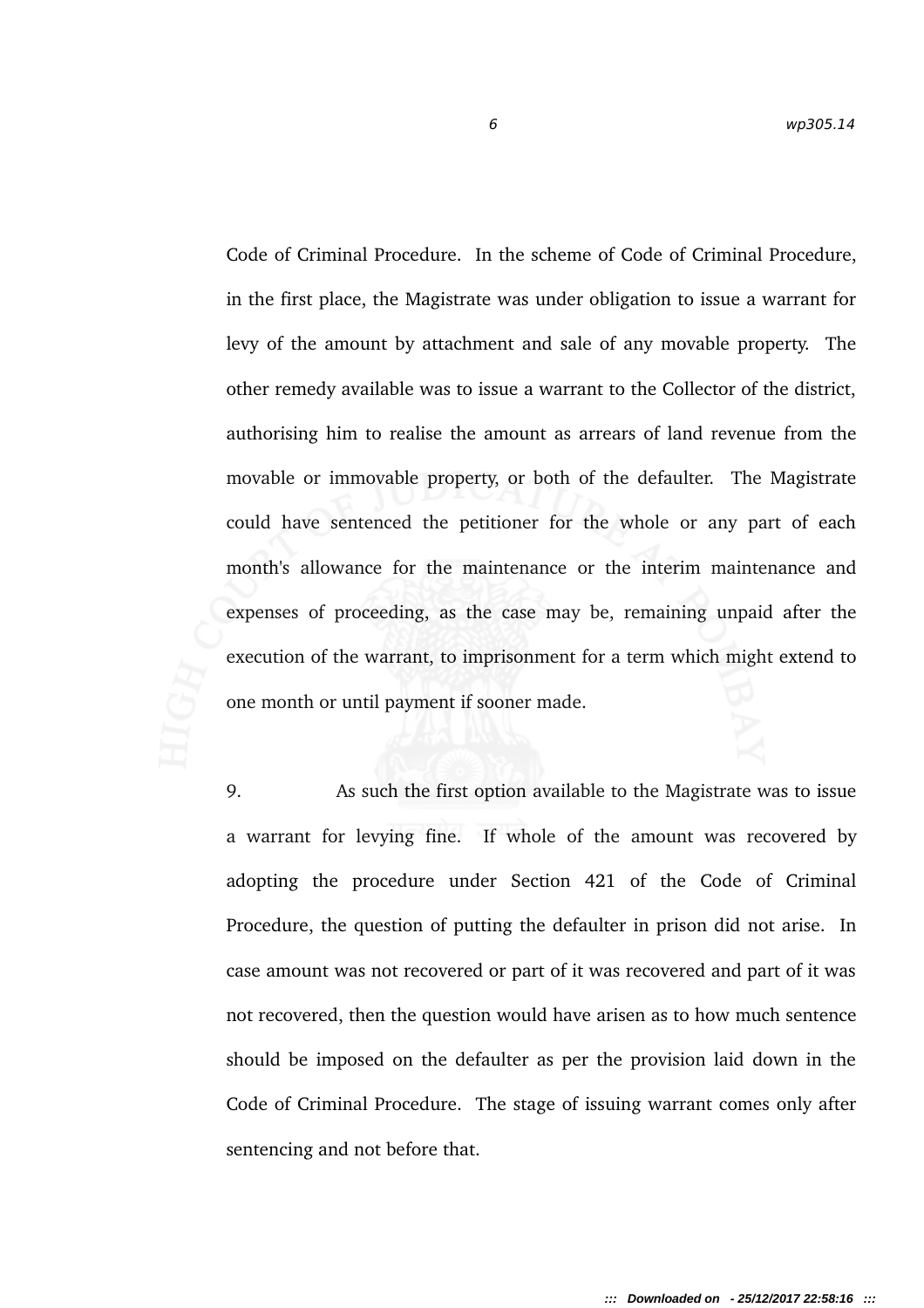Code of Criminal Procedure. In the scheme of Code of Criminal Procedure, in the first place, the Magistrate was under obligation to issue a warrant for levy of the amount by attachment and sale of any movable property. The other remedy available was to issue a warrant to the Collector of the district, authorising him to realise the amount as arrears of land revenue from the movable or immovable property, or both of the defaulter. The Magistrate could have sentenced the petitioner for the whole or any part of each month's allowance for the maintenance or the interim maintenance and expenses of proceeding, as the case may be, remaining unpaid after the execution of the warrant, to imprisonment for a term which might extend to one month or until payment if sooner made.

9. As such the first option available to the Magistrate was to issue a warrant for levying fine. If whole of the amount was recovered by adopting the procedure under Section 421 of the Code of Criminal Procedure, the question of putting the defaulter in prison did not arise. In case amount was not recovered or part of it was recovered and part of it was not recovered, then the question would have arisen as to how much sentence should be imposed on the defaulter as per the provision laid down in the Code of Criminal Procedure. The stage of issuing warrant comes only after sentencing and not before that.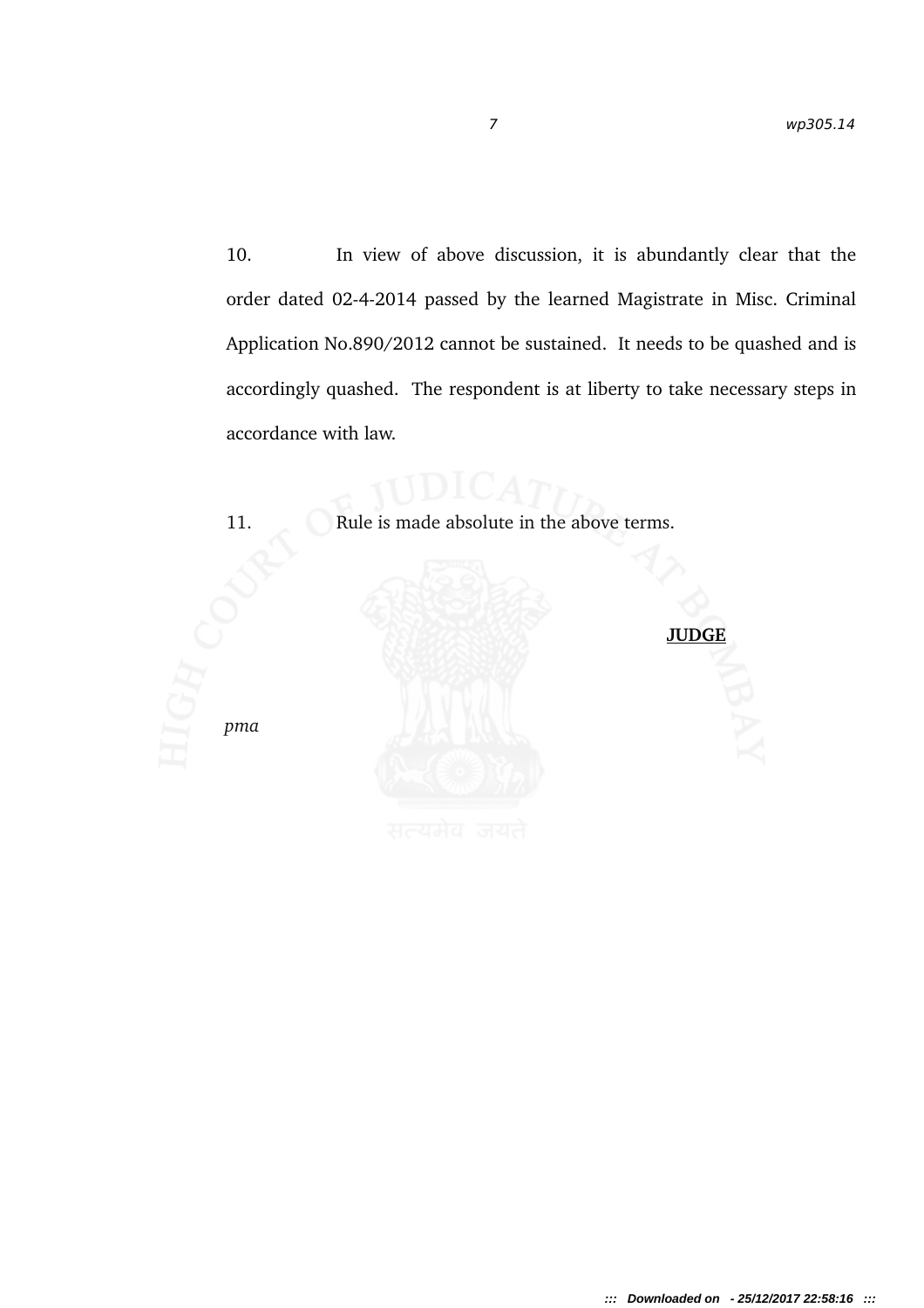10. In view of above discussion, it is abundantly clear that the order dated 02-4-2014 passed by the learned Magistrate in Misc. Criminal Application No.890/2012 cannot be sustained. It needs to be quashed and is accordingly quashed. The respondent is at liberty to take necessary steps in accordance with law.

11. Rule is made absolute in the above terms.

**JUDGE**

*pma*